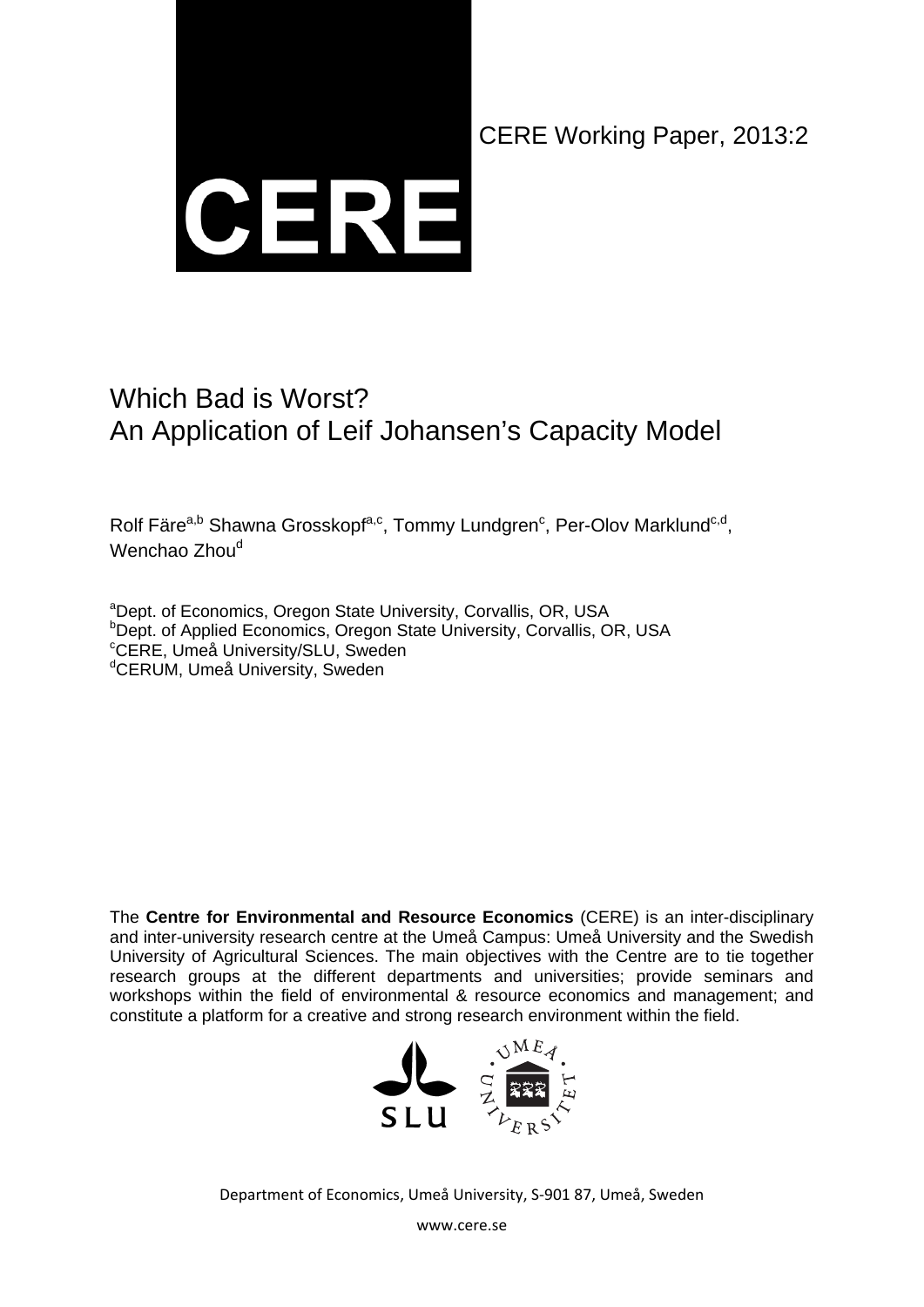CERE

CERE Working Paper, 2013:2

# Which Bad is Worst?
# An Application of Leif Johansen's Capacity Model

Rolf Färe[a,b] Shawna Grosskopf[a,c], Tommy Lundgren[c], Per-Olov Marklund[c,d], Wenchao Zhou[d]

[a]Dept. of Economics, Oregon State University, Corvallis, OR, USA
[b]Dept. of Applied Economics, Oregon State University, Corvallis, OR, USA
[c]CERE, Umeå University/SLU, Sweden
[d]CERUM, Umeå University, Sweden

The **Centre for Environmental and Resource Economics** (CERE) is an inter-disciplinary and inter-university research centre at the Umeå Campus: Umeå University and the Swedish University of Agricultural Sciences. The main objectives with the Centre are to tie together research groups at the different departments and universities; provide seminars and workshops within the field of environmental & resource economics and management; and constitute a platform for a creative and strong research environment within the field.

SLU

UMEÅ UNIVERSITET

Department of Economics, Umeå University, S-901 87, Umeå, Sweden

www.cere.se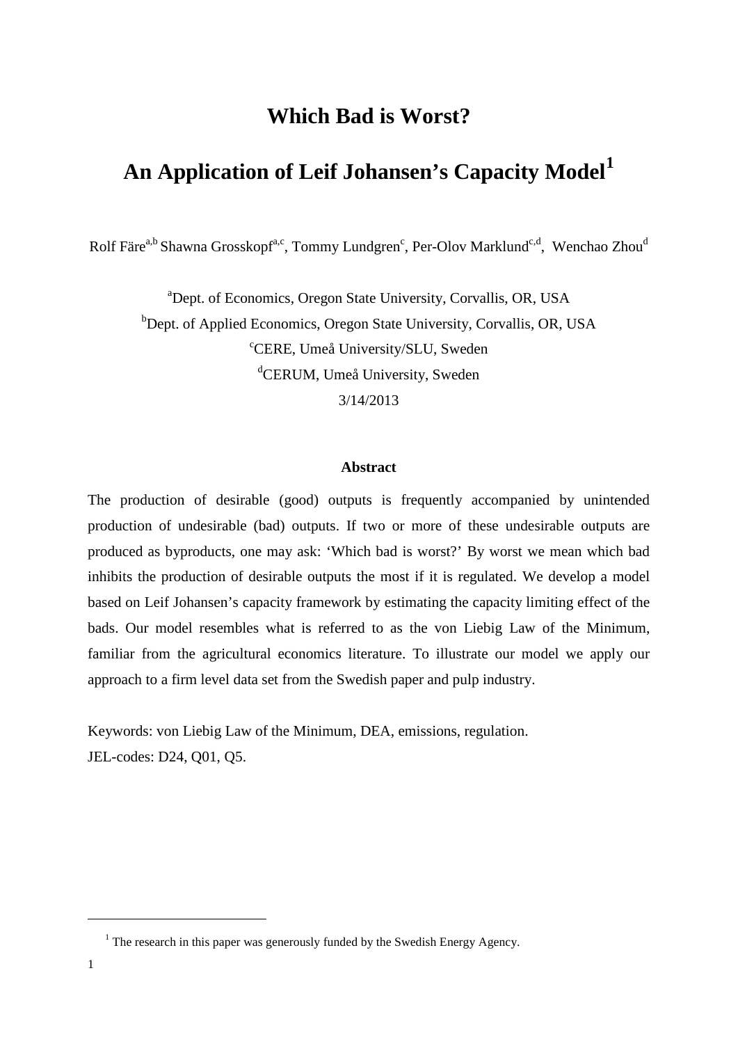# Which Bad is Worst?

# An Application of Leif Johansen's Capacity Model[1]

Rolf Färe[a,b] Shawna Grosskopf[a,c], Tommy Lundgren[c], Per-Olov Marklund[c,d], Wenchao Zhou[d]

[a]Dept. of Economics, Oregon State University, Corvallis, OR, USA

[b]Dept. of Applied Economics, Oregon State University, Corvallis, OR, USA

[c]CERE, Umeå University/SLU, Sweden

[d]CERUM, Umeå University, Sweden

3/14/2013

### Abstract

The production of desirable (good) outputs is frequently accompanied by unintended production of undesirable (bad) outputs. If two or more of these undesirable outputs are produced as byproducts, one may ask: 'Which bad is worst?' By worst we mean which bad inhibits the production of desirable outputs the most if it is regulated. We develop a model based on Leif Johansen's capacity framework by estimating the capacity limiting effect of the bads. Our model resembles what is referred to as the von Liebig Law of the Minimum, familiar from the agricultural economics literature. To illustrate our model we apply our approach to a firm level data set from the Swedish paper and pulp industry.

Keywords: von Liebig Law of the Minimum, DEA, emissions, regulation.

JEL-codes: D24, Q01, Q5.

[1] The research in this paper was generously funded by the Swedish Energy Agency.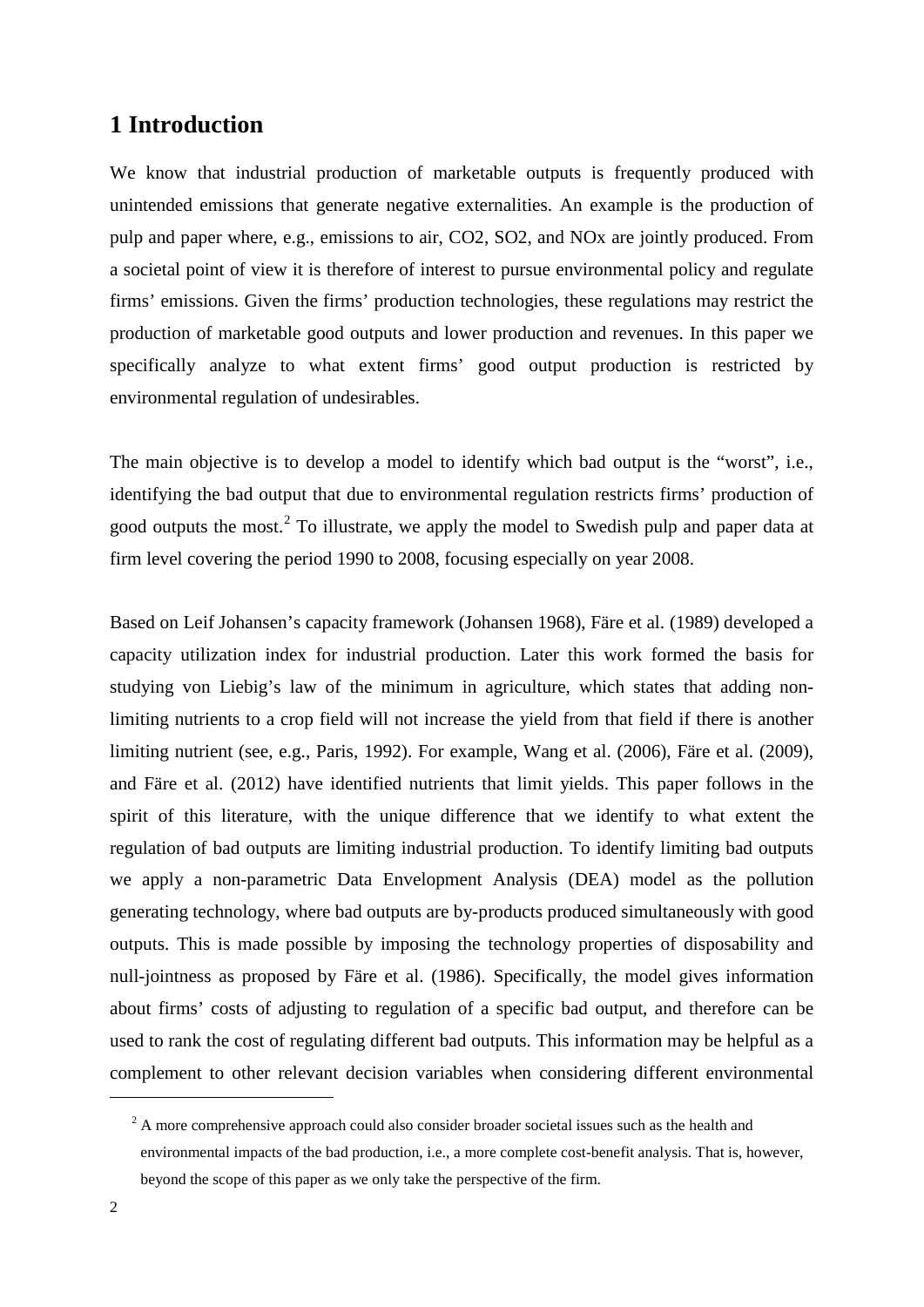# 1 Introduction

We know that industrial production of marketable outputs is frequently produced with unintended emissions that generate negative externalities. An example is the production of pulp and paper where, e.g., emissions to air, CO2, SO2, and NOx are jointly produced. From a societal point of view it is therefore of interest to pursue environmental policy and regulate firms' emissions. Given the firms' production technologies, these regulations may restrict the production of marketable good outputs and lower production and revenues. In this paper we specifically analyze to what extent firms' good output production is restricted by environmental regulation of undesirables.

The main objective is to develop a model to identify which bad output is the "worst", i.e., identifying the bad output that due to environmental regulation restricts firms' production of good outputs the most.[2] To illustrate, we apply the model to Swedish pulp and paper data at firm level covering the period 1990 to 2008, focusing especially on year 2008.

Based on Leif Johansen's capacity framework (Johansen 1968), Färe et al. (1989) developed a capacity utilization index for industrial production. Later this work formed the basis for studying von Liebig's law of the minimum in agriculture, which states that adding non-limiting nutrients to a crop field will not increase the yield from that field if there is another limiting nutrient (see, e.g., Paris, 1992). For example, Wang et al. (2006), Färe et al. (2009), and Färe et al. (2012) have identified nutrients that limit yields. This paper follows in the spirit of this literature, with the unique difference that we identify to what extent the regulation of bad outputs are limiting industrial production. To identify limiting bad outputs we apply a non-parametric Data Envelopment Analysis (DEA) model as the pollution generating technology, where bad outputs are by-products produced simultaneously with good outputs. This is made possible by imposing the technology properties of disposability and null-jointness as proposed by Färe et al. (1986). Specifically, the model gives information about firms' costs of adjusting to regulation of a specific bad output, and therefore can be used to rank the cost of regulating different bad outputs. This information may be helpful as a complement to other relevant decision variables when considering different environmental

[2] A more comprehensive approach could also consider broader societal issues such as the health and environmental impacts of the bad production, i.e., a more complete cost-benefit analysis. That is, however, beyond the scope of this paper as we only take the perspective of the firm.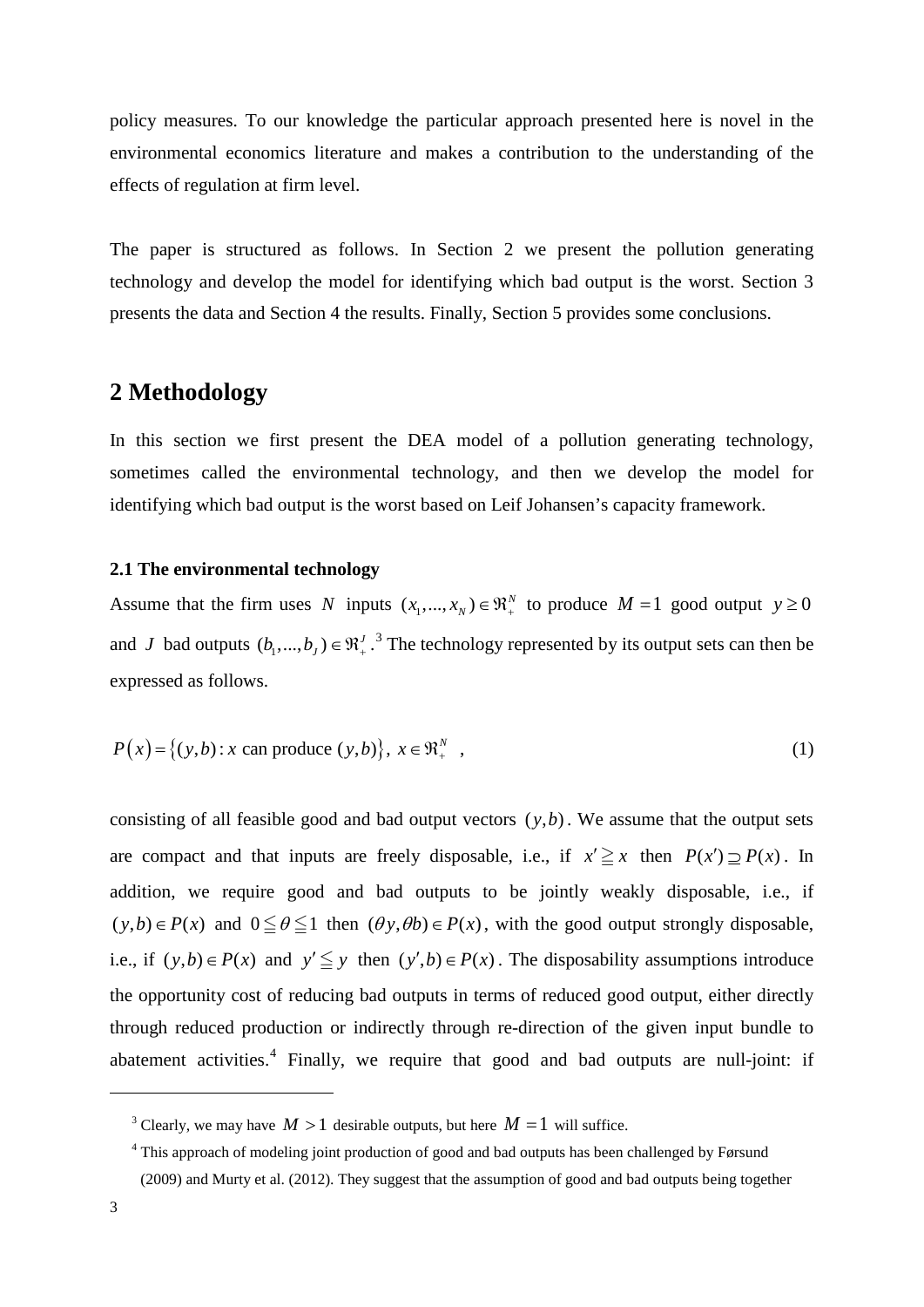policy measures. To our knowledge the particular approach presented here is novel in the environmental economics literature and makes a contribution to the understanding of the effects of regulation at firm level.

The paper is structured as follows. In Section 2 we present the pollution generating technology and develop the model for identifying which bad output is the worst. Section 3 presents the data and Section 4 the results. Finally, Section 5 provides some conclusions.

## 2 Methodology

In this section we first present the DEA model of a pollution generating technology, sometimes called the environmental technology, and then we develop the model for identifying which bad output is the worst based on Leif Johansen's capacity framework.

### 2.1 The environmental technology

Assume that the firm uses $N$ inputs $(x_1,...,x_N) \in \Re_+^N$ to produce $M=1$ good output $y \geq 0$ and $J$ bad outputs $(b_1,...,b_J) \in \Re_+^J$.[3] The technology represented by its output sets can then be expressed as follows.

$$P(x) = \{(y,b) : x \text{ can produce } (y,b)\},\ x \in \Re_+^N \quad , \tag{1}$$

consisting of all feasible good and bad output vectors $(y,b)$. We assume that the output sets are compact and that inputs are freely disposable, i.e., if $x' \geqq x$ then $P(x') \supseteq P(x)$. In addition, we require good and bad outputs to be jointly weakly disposable, i.e., if $(y,b) \in P(x)$ and $0 \leqq \theta \leqq 1$ then $(\theta y, \theta b) \in P(x)$, with the good output strongly disposable, i.e., if $(y,b) \in P(x)$ and $y' \leqq y$ then $(y',b) \in P(x)$. The disposability assumptions introduce the opportunity cost of reducing bad outputs in terms of reduced good output, either directly through reduced production or indirectly through re-direction of the given input bundle to abatement activities.[4] Finally, we require that good and bad outputs are null-joint: if

---

[3] Clearly, we may have $M > 1$ desirable outputs, but here $M = 1$ will suffice.

[4] This approach of modeling joint production of good and bad outputs has been challenged by Førsund (2009) and Murty et al. (2012). They suggest that the assumption of good and bad outputs being together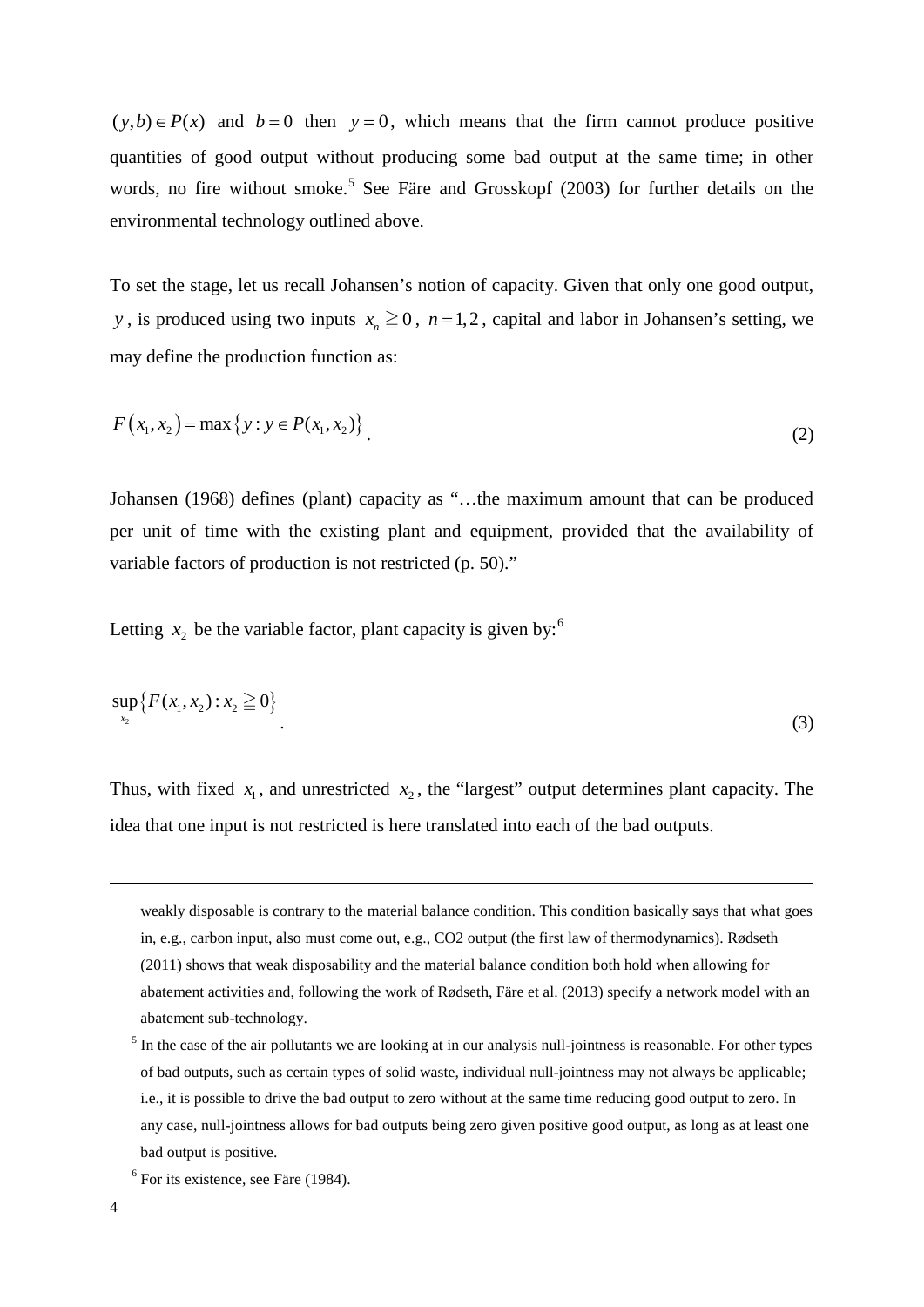$(y,b) \in P(x)$ and $b = 0$ then $y = 0$, which means that the firm cannot produce positive quantities of good output without producing some bad output at the same time; in other words, no fire without smoke.[5] See Färe and Grosskopf (2003) for further details on the environmental technology outlined above.

To set the stage, let us recall Johansen's notion of capacity. Given that only one good output, $y$, is produced using two inputs $x_n \geqq 0$, $n = 1, 2$, capital and labor in Johansen's setting, we may define the production function as:

$$F\left(x_1, x_2\right) = \max\left\{y : y \in P(x_1, x_2)\right\}. \tag{2}$$

Johansen (1968) defines (plant) capacity as "…the maximum amount that can be produced per unit of time with the existing plant and equipment, provided that the availability of variable factors of production is not restricted (p. 50)."

Letting $x_2$ be the variable factor, plant capacity is given by:[6]

$$\sup_{x_2}\left\{F(x_1, x_2) : x_2 \geqq 0\right\}. \tag{3}$$

Thus, with fixed $x_1$, and unrestricted $x_2$, the "largest" output determines plant capacity. The idea that one input is not restricted is here translated into each of the bad outputs.

---

weakly disposable is contrary to the material balance condition. This condition basically says that what goes in, e.g., carbon input, also must come out, e.g., CO2 output (the first law of thermodynamics). Rødseth (2011) shows that weak disposability and the material balance condition both hold when allowing for abatement activities and, following the work of Rødseth, Färe et al. (2013) specify a network model with an abatement sub-technology.

[5] In the case of the air pollutants we are looking at in our analysis null-jointness is reasonable. For other types of bad outputs, such as certain types of solid waste, individual null-jointness may not always be applicable; i.e., it is possible to drive the bad output to zero without at the same time reducing good output to zero. In any case, null-jointness allows for bad outputs being zero given positive good output, as long as at least one bad output is positive.

[6] For its existence, see Färe (1984).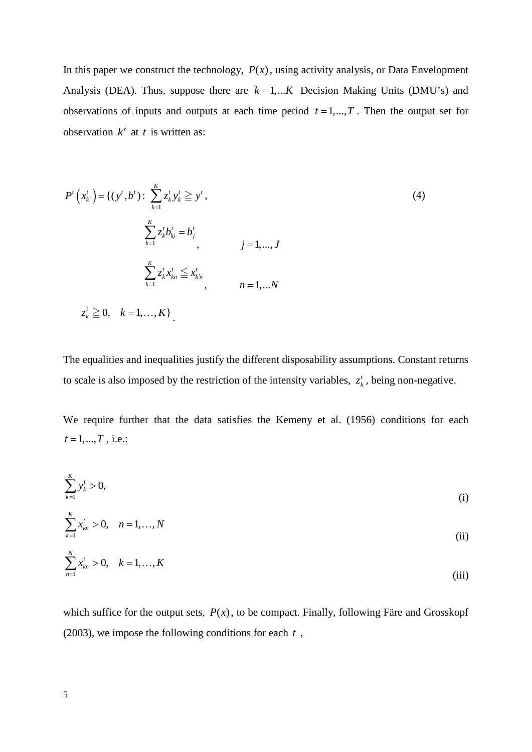In this paper we construct the technology, $P(x)$, using activity analysis, or Data Envelopment Analysis (DEA). Thus, suppose there are $k = 1,...K$ Decision Making Units (DMU's) and observations of inputs and outputs at each time period $t = 1,...,T$. Then the output set for observation $k'$ at $t$ is written as:

$$
\begin{aligned}
P^t\left(x_{k'}^t\right) = \{(y^t, b^t):\ & \sum_{k=1}^{K} z_k^t y_k^t \geqq y^t, \\
& \sum_{k=1}^{K} z_k^t b_{kj}^t = b_j^t, \qquad j = 1,...,J \\
& \sum_{k=1}^{K} z_k^t x_{kn}^t \leqq x_{k'n}^t, \qquad n = 1,...N \\
& z_k^t \geqq 0, \quad k = 1,\ldots,K\}.
\end{aligned} \tag{4}
$$

The equalities and inequalities justify the different disposability assumptions. Constant returns to scale is also imposed by the restriction of the intensity variables, $z_k^t$, being non-negative.

We require further that the data satisfies the Kemeny et al. (1956) conditions for each $t = 1,...,T$, i.e.:

$$
\sum_{k=1}^{K} y_k^t > 0, \tag{i}
$$

$$
\sum_{k=1}^{K} x_{kn}^t > 0, \quad n = 1,\ldots,N \tag{ii}
$$

$$
\sum_{n=1}^{N} x_{kn}^t > 0, \quad k = 1,\ldots,K \tag{iii}
$$

which suffice for the output sets, $P(x)$, to be compact. Finally, following Färe and Grosskopf (2003), we impose the following conditions for each $t$,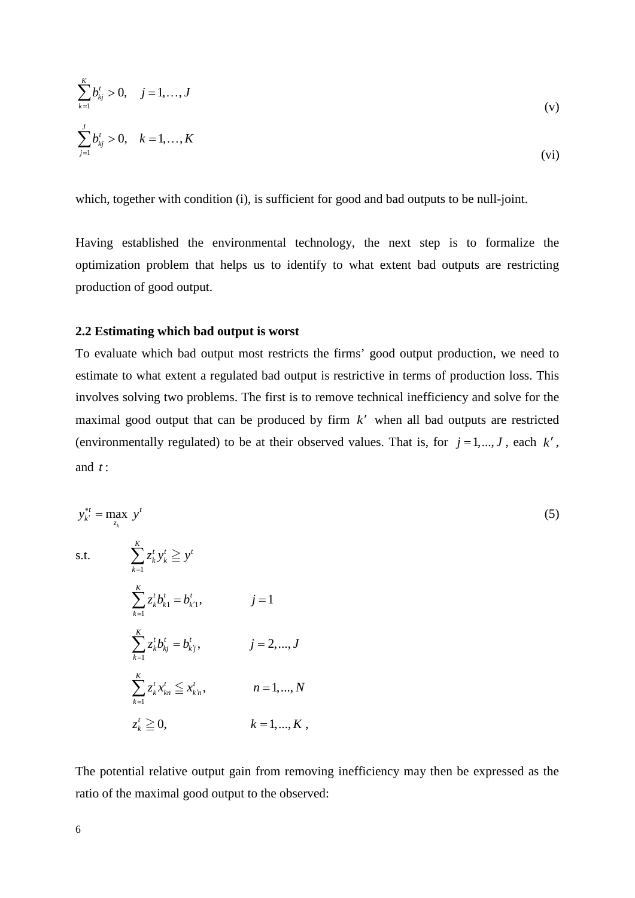$$\sum_{k=1}^{K} b_{kj}^{t} > 0, \quad j = 1, \ldots, J \tag{v}$$

$$\sum_{j=1}^{J} b_{kj}^{t} > 0, \quad k = 1, \ldots, K \tag{vi}$$

which, together with condition (i), is sufficient for good and bad outputs to be null-joint.

Having established the environmental technology, the next step is to formalize the optimization problem that helps us to identify to what extent bad outputs are restricting production of good output.

### 2.2 Estimating which bad output is worst

To evaluate which bad output most restricts the firms' good output production, we need to estimate to what extent a regulated bad output is restrictive in terms of production loss. This involves solving two problems. The first is to remove technical inefficiency and solve for the maximal good output that can be produced by firm $k'$ when all bad outputs are restricted (environmentally regulated) to be at their observed values. That is, for $j = 1, ..., J$, each $k'$, and $t$:

$$y_{k'}^{*t} = \max_{z_k} \; y^t \tag{5}$$

$$\begin{aligned}
\text{s.t.} \quad & \sum_{k=1}^{K} z_k^t y_k^t \geqq y^t \\
& \sum_{k=1}^{K} z_k^t b_{k1}^t = b_{k'1}^t, && j = 1 \\
& \sum_{k=1}^{K} z_k^t b_{kj}^t = b_{k'j}^t, && j = 2, ..., J \\
& \sum_{k=1}^{K} z_k^t x_{kn}^t \leqq x_{k'n}^t, && n = 1, ..., N \\
& z_k^t \geqq 0, && k = 1, ..., K \, ,
\end{aligned}$$

The potential relative output gain from removing inefficiency may then be expressed as the ratio of the maximal good output to the observed: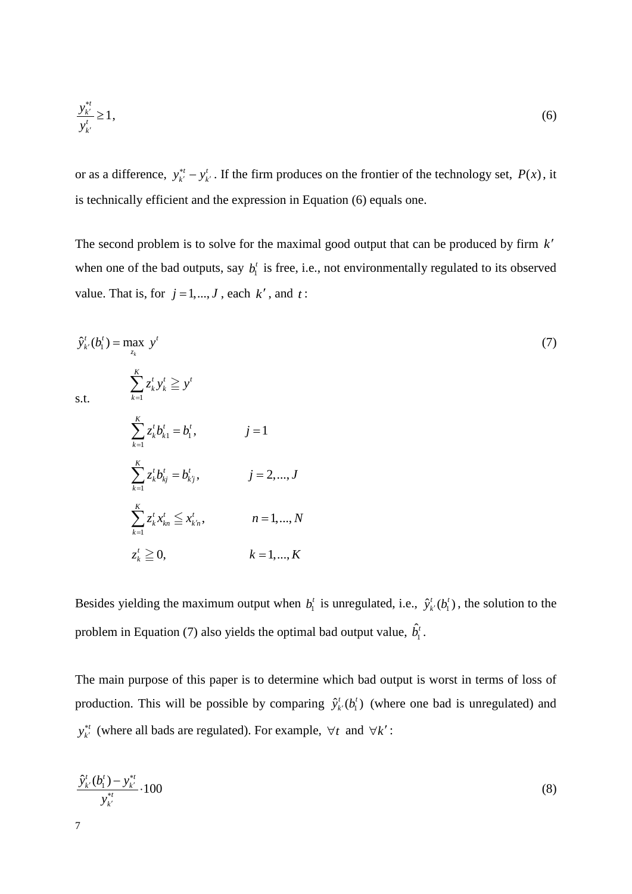$$\frac{y_{k'}^{*t}}{y_{k'}^{t}} \geq 1, \tag{6}$$

or as a difference, $y_{k'}^{*t} - y_{k'}^{t}$. If the firm produces on the frontier of the technology set, $P(x)$, it is technically efficient and the expression in Equation (6) equals one.

The second problem is to solve for the maximal good output that can be produced by firm $k'$ when one of the bad outputs, say $b_1^t$ is free, i.e., not environmentally regulated to its observed value. That is, for $j = 1,...,J$, each $k'$, and $t$:

$$\hat{y}_{k'}^{t}(b_1^t) = \max_{z_k} \; y^t \tag{7}$$

$$\text{s.t.} \quad \sum_{k=1}^{K} z_k^t y_k^t \geqq y^t$$

$$\sum_{k=1}^{K} z_k^t b_{k1}^t = b_1^t, \qquad j = 1$$

$$\sum_{k=1}^{K} z_k^t b_{kj}^t = b_{k'j}^t, \qquad j = 2,...,J$$

$$\sum_{k=1}^{K} z_k^t x_{kn}^t \leqq x_{k'n}^t, \qquad n = 1,...,N$$

$$z_k^t \geqq 0, \qquad k = 1,...,K$$

Besides yielding the maximum output when $b_1^t$ is unregulated, i.e., $\hat{y}_{k'}^{t}(b_1^t)$, the solution to the problem in Equation (7) also yields the optimal bad output value, $\hat{b}_1^t$.

The main purpose of this paper is to determine which bad output is worst in terms of loss of production. This will be possible by comparing $\hat{y}_{k'}^{t}(b_1^t)$ (where one bad is unregulated) and $y_{k'}^{*t}$ (where all bads are regulated). For example, $\forall t$ and $\forall k'$:

$$\frac{\hat{y}_{k'}^{t}(b_1^t) - y_{k'}^{*t}}{y_{k'}^{*t}} \cdot 100 \tag{8}$$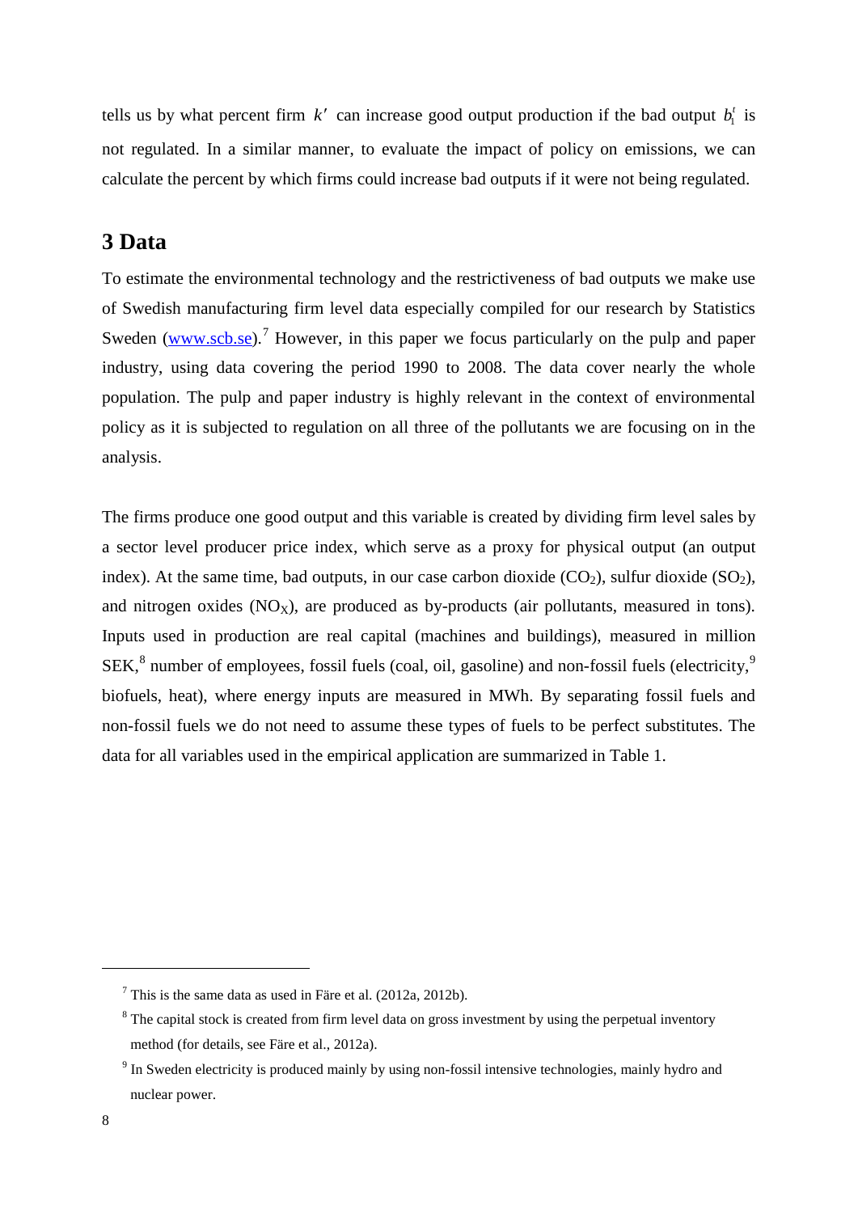tells us by what percent firm $k'$ can increase good output production if the bad output $b_1^t$ is not regulated. In a similar manner, to evaluate the impact of policy on emissions, we can calculate the percent by which firms could increase bad outputs if it were not being regulated.

## 3 Data

To estimate the environmental technology and the restrictiveness of bad outputs we make use of Swedish manufacturing firm level data especially compiled for our research by Statistics Sweden (www.scb.se).[7] However, in this paper we focus particularly on the pulp and paper industry, using data covering the period 1990 to 2008. The data cover nearly the whole population. The pulp and paper industry is highly relevant in the context of environmental policy as it is subjected to regulation on all three of the pollutants we are focusing on in the analysis.

The firms produce one good output and this variable is created by dividing firm level sales by a sector level producer price index, which serve as a proxy for physical output (an output index). At the same time, bad outputs, in our case carbon dioxide ($CO_2$), sulfur dioxide ($SO_2$), and nitrogen oxides ($NO_X$), are produced as by-products (air pollutants, measured in tons). Inputs used in production are real capital (machines and buildings), measured in million SEK,[8] number of employees, fossil fuels (coal, oil, gasoline) and non-fossil fuels (electricity,[9] biofuels, heat), where energy inputs are measured in MWh. By separating fossil fuels and non-fossil fuels we do not need to assume these types of fuels to be perfect substitutes. The data for all variables used in the empirical application are summarized in Table 1.

---

[7] This is the same data as used in Färe et al. (2012a, 2012b).

[8] The capital stock is created from firm level data on gross investment by using the perpetual inventory method (for details, see Färe et al., 2012a).

[9] In Sweden electricity is produced mainly by using non-fossil intensive technologies, mainly hydro and nuclear power.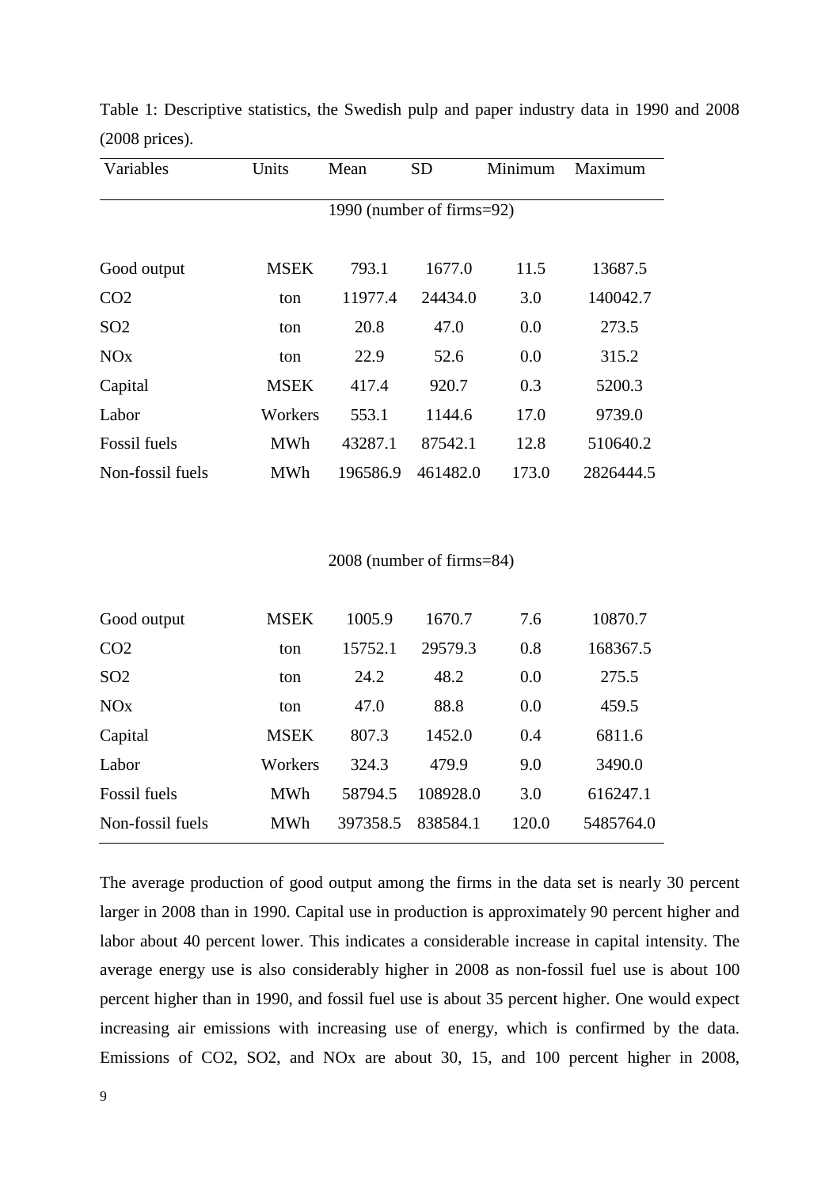Table 1: Descriptive statistics, the Swedish pulp and paper industry data in 1990 and 2008 (2008 prices).

| Variables | Units | Mean | SD | Minimum | Maximum |
|---|---|---|---|---|---|
| 1990 (number of firms=92) | | | | | |
| Good output | MSEK | 793.1 | 1677.0 | 11.5 | 13687.5 |
| $CO_2$ | ton | 11977.4 | 24434.0 | 3.0 | 140042.7 |
| $SO_2$ | ton | 20.8 | 47.0 | 0.0 | 273.5 |
| $NO_x$ | ton | 22.9 | 52.6 | 0.0 | 315.2 |
| Capital | MSEK | 417.4 | 920.7 | 0.3 | 5200.3 |
| Labor | Workers | 553.1 | 1144.6 | 17.0 | 9739.0 |
| Fossil fuels | MWh | 43287.1 | 87542.1 | 12.8 | 510640.2 |
| Non-fossil fuels | MWh | 196586.9 | 461482.0 | 173.0 | 2826444.5 |
| 2008 (number of firms=84) | | | | | |
| Good output | MSEK | 1005.9 | 1670.7 | 7.6 | 10870.7 |
| $CO_2$ | ton | 15752.1 | 29579.3 | 0.8 | 168367.5 |
| $SO_2$ | ton | 24.2 | 48.2 | 0.0 | 275.5 |
| $NO_x$ | ton | 47.0 | 88.8 | 0.0 | 459.5 |
| Capital | MSEK | 807.3 | 1452.0 | 0.4 | 6811.6 |
| Labor | Workers | 324.3 | 479.9 | 9.0 | 3490.0 |
| Fossil fuels | MWh | 58794.5 | 108928.0 | 3.0 | 616247.1 |
| Non-fossil fuels | MWh | 397358.5 | 838584.1 | 120.0 | 5485764.0 |

The average production of good output among the firms in the data set is nearly 30 percent larger in 2008 than in 1990. Capital use in production is approximately 90 percent higher and labor about 40 percent lower. This indicates a considerable increase in capital intensity. The average energy use is also considerably higher in 2008 as non-fossil fuel use is about 100 percent higher than in 1990, and fossil fuel use is about 35 percent higher. One would expect increasing air emissions with increasing use of energy, which is confirmed by the data. Emissions of $CO_2$, $SO_2$, and $NO_x$ are about 30, 15, and 100 percent higher in 2008,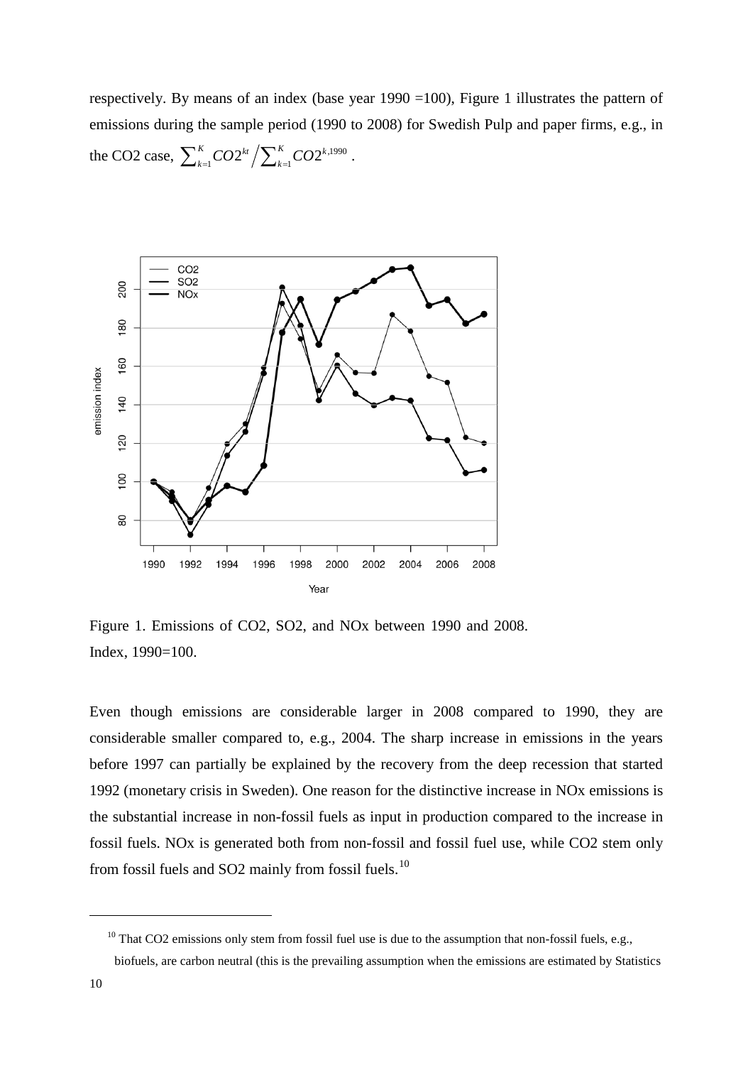respectively. By means of an index (base year 1990 =100), Figure 1 illustrates the pattern of emissions during the sample period (1990 to 2008) for Swedish Pulp and paper firms, e.g., in the CO2 case, $\sum_{k=1}^{K} CO2^{kt} \Big/ \sum_{k=1}^{K} CO2^{k,1990}$ .

Figure 1. Emissions of CO2, SO2, and NOx between 1990 and 2008.
Index, 1990=100.

Even though emissions are considerable larger in 2008 compared to 1990, they are considerable smaller compared to, e.g., 2004. The sharp increase in emissions in the years before 1997 can partially be explained by the recovery from the deep recession that started 1992 (monetary crisis in Sweden). One reason for the distinctive increase in NOx emissions is the substantial increase in non-fossil fuels as input in production compared to the increase in fossil fuels. NOx is generated both from non-fossil and fossil fuel use, while CO2 stem only from fossil fuels and SO2 mainly from fossil fuels.[10]

[10] That CO2 emissions only stem from fossil fuel use is due to the assumption that non-fossil fuels, e.g., biofuels, are carbon neutral (this is the prevailing assumption when the emissions are estimated by Statistics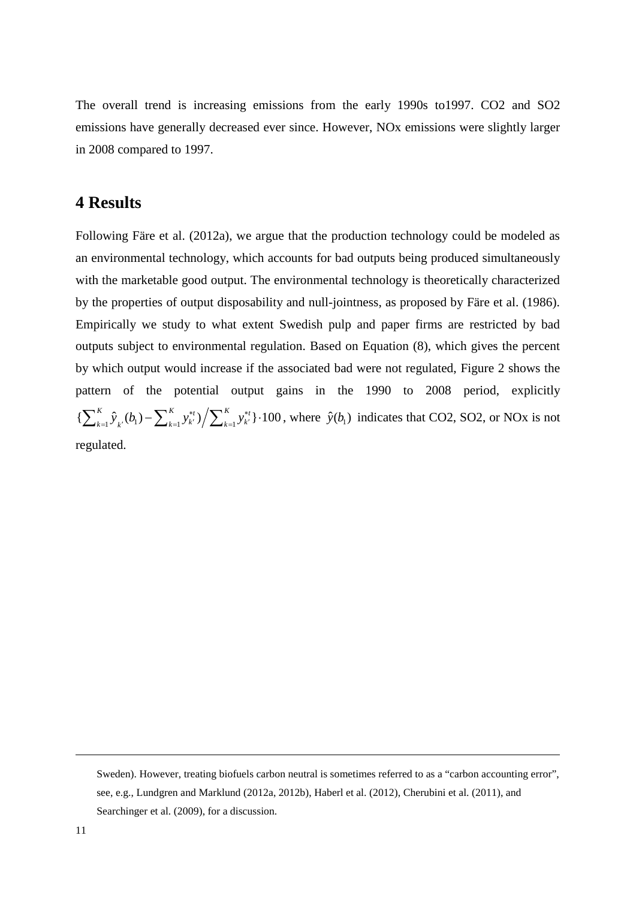The overall trend is increasing emissions from the early 1990s to1997. CO2 and SO2 emissions have generally decreased ever since. However, NOx emissions were slightly larger in 2008 compared to 1997.

## 4 Results

Following Färe et al. (2012a), we argue that the production technology could be modeled as an environmental technology, which accounts for bad outputs being produced simultaneously with the marketable good output. The environmental technology is theoretically characterized by the properties of output disposability and null-jointness, as proposed by Färe et al. (1986). Empirically we study to what extent Swedish pulp and paper firms are restricted by bad outputs subject to environmental regulation. Based on Equation (8), which gives the percent by which output would increase if the associated bad were not regulated, Figure 2 shows the pattern of the potential output gains in the 1990 to 2008 period, explicitly $\{\sum_{k=1}^{K} \hat{y}_{k'}(b_1) - \sum_{k=1}^{K} y_{k'}^{*t}) \Big/ \sum_{k=1}^{K} y_{k'}^{*t}\} \cdot 100$, where $\hat{y}(b_1)$ indicates that CO2, SO2, or NOx is not regulated.

Sweden). However, treating biofuels carbon neutral is sometimes referred to as a "carbon accounting error", see, e.g., Lundgren and Marklund (2012a, 2012b), Haberl et al. (2012), Cherubini et al. (2011), and Searchinger et al. (2009), for a discussion.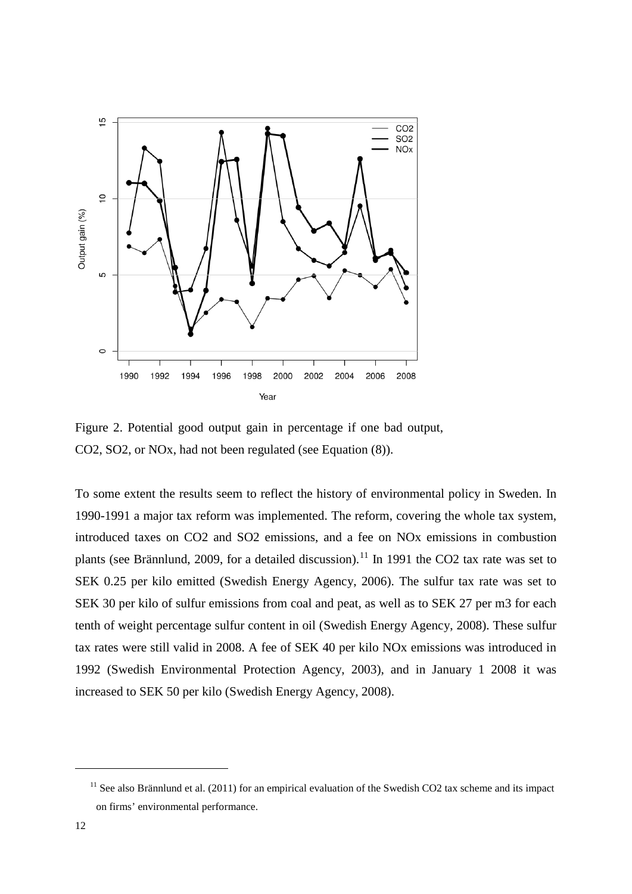Figure 2. Potential good output gain in percentage if one bad output, $CO_2$, $SO_2$, or $NO_x$, had not been regulated (see Equation (8)).

To some extent the results seem to reflect the history of environmental policy in Sweden. In 1990-1991 a major tax reform was implemented. The reform, covering the whole tax system, introduced taxes on $CO_2$ and $SO_2$ emissions, and a fee on $NO_x$ emissions in combustion plants (see Brännlund, 2009, for a detailed discussion).[11] In 1991 the $CO_2$ tax rate was set to SEK 0.25 per kilo emitted (Swedish Energy Agency, 2006). The sulfur tax rate was set to SEK 30 per kilo of sulfur emissions from coal and peat, as well as to SEK 27 per m3 for each tenth of weight percentage sulfur content in oil (Swedish Energy Agency, 2008). These sulfur tax rates were still valid in 2008. A fee of SEK 40 per kilo $NO_x$ emissions was introduced in 1992 (Swedish Environmental Protection Agency, 2003), and in January 1 2008 it was increased to SEK 50 per kilo (Swedish Energy Agency, 2008).

[11] See also Brännlund et al. (2011) for an empirical evaluation of the Swedish $CO_2$ tax scheme and its impact on firms' environmental performance.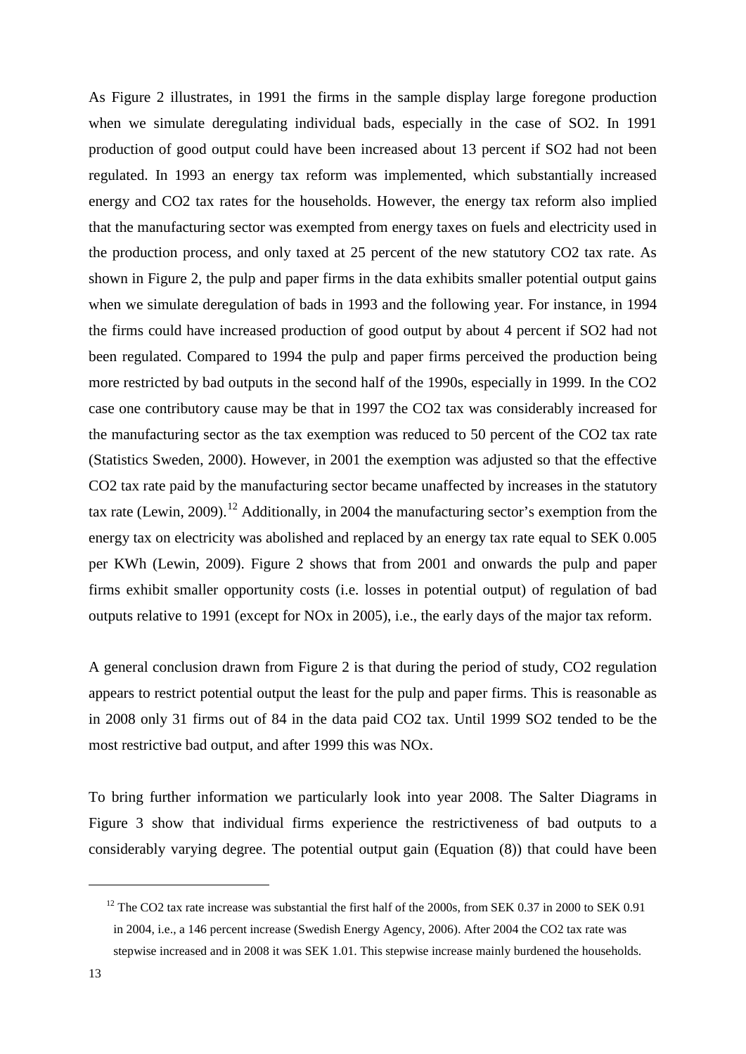As Figure 2 illustrates, in 1991 the firms in the sample display large foregone production when we simulate deregulating individual bads, especially in the case of $SO_2$. In 1991 production of good output could have been increased about 13 percent if $SO_2$ had not been regulated. In 1993 an energy tax reform was implemented, which substantially increased energy and $CO_2$ tax rates for the households. However, the energy tax reform also implied that the manufacturing sector was exempted from energy taxes on fuels and electricity used in the production process, and only taxed at 25 percent of the new statutory $CO_2$ tax rate. As shown in Figure 2, the pulp and paper firms in the data exhibits smaller potential output gains when we simulate deregulation of bads in 1993 and the following year. For instance, in 1994 the firms could have increased production of good output by about 4 percent if $SO_2$ had not been regulated. Compared to 1994 the pulp and paper firms perceived the production being more restricted by bad outputs in the second half of the 1990s, especially in 1999. In the $CO_2$ case one contributory cause may be that in 1997 the $CO_2$ tax was considerably increased for the manufacturing sector as the tax exemption was reduced to 50 percent of the $CO_2$ tax rate (Statistics Sweden, 2000). However, in 2001 the exemption was adjusted so that the effective $CO_2$ tax rate paid by the manufacturing sector became unaffected by increases in the statutory tax rate (Lewin, 2009).[12] Additionally, in 2004 the manufacturing sector's exemption from the energy tax on electricity was abolished and replaced by an energy tax rate equal to SEK 0.005 per KWh (Lewin, 2009). Figure 2 shows that from 2001 and onwards the pulp and paper firms exhibit smaller opportunity costs (i.e. losses in potential output) of regulation of bad outputs relative to 1991 (except for $NO_x$ in 2005), i.e., the early days of the major tax reform.

A general conclusion drawn from Figure 2 is that during the period of study, $CO_2$ regulation appears to restrict potential output the least for the pulp and paper firms. This is reasonable as in 2008 only 31 firms out of 84 in the data paid $CO_2$ tax. Until 1999 $SO_2$ tended to be the most restrictive bad output, and after 1999 this was $NO_x$.

To bring further information we particularly look into year 2008. The Salter Diagrams in Figure 3 show that individual firms experience the restrictiveness of bad outputs to a considerably varying degree. The potential output gain (Equation (8)) that could have been

[12] The $CO_2$ tax rate increase was substantial the first half of the 2000s, from SEK 0.37 in 2000 to SEK 0.91 in 2004, i.e., a 146 percent increase (Swedish Energy Agency, 2006). After 2004 the $CO_2$ tax rate was stepwise increased and in 2008 it was SEK 1.01. This stepwise increase mainly burdened the households.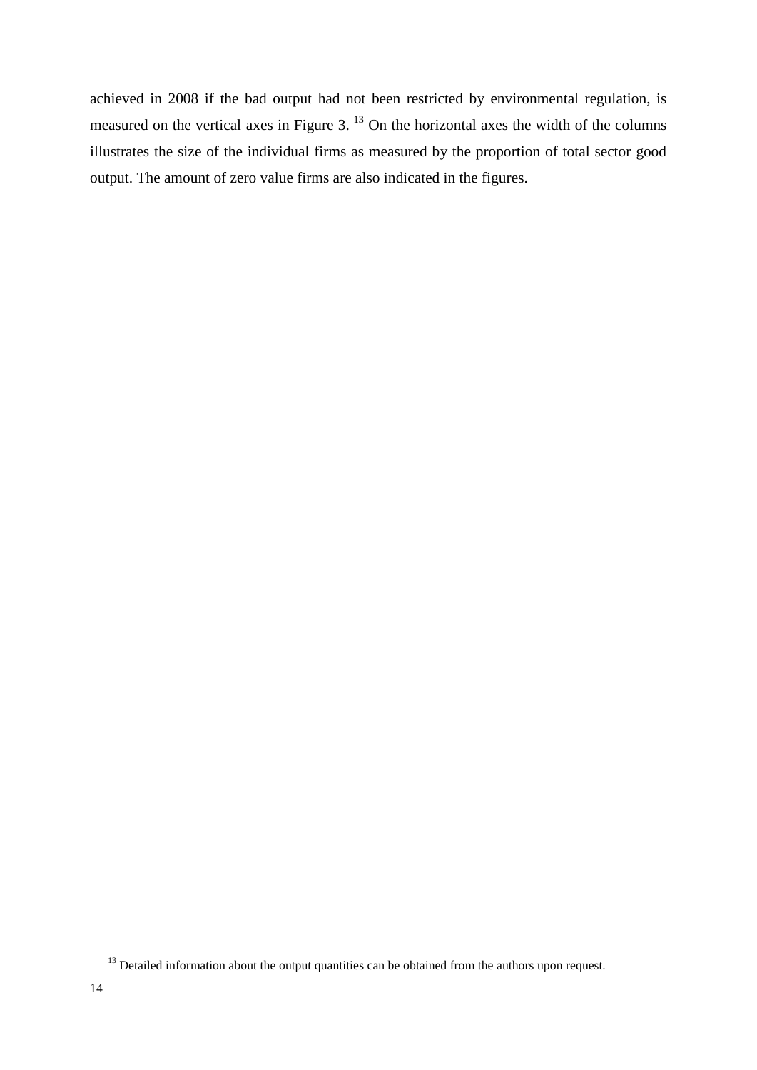achieved in 2008 if the bad output had not been restricted by environmental regulation, is measured on the vertical axes in Figure 3. [13] On the horizontal axes the width of the columns illustrates the size of the individual firms as measured by the proportion of total sector good output. The amount of zero value firms are also indicated in the figures.

[13] Detailed information about the output quantities can be obtained from the authors upon request.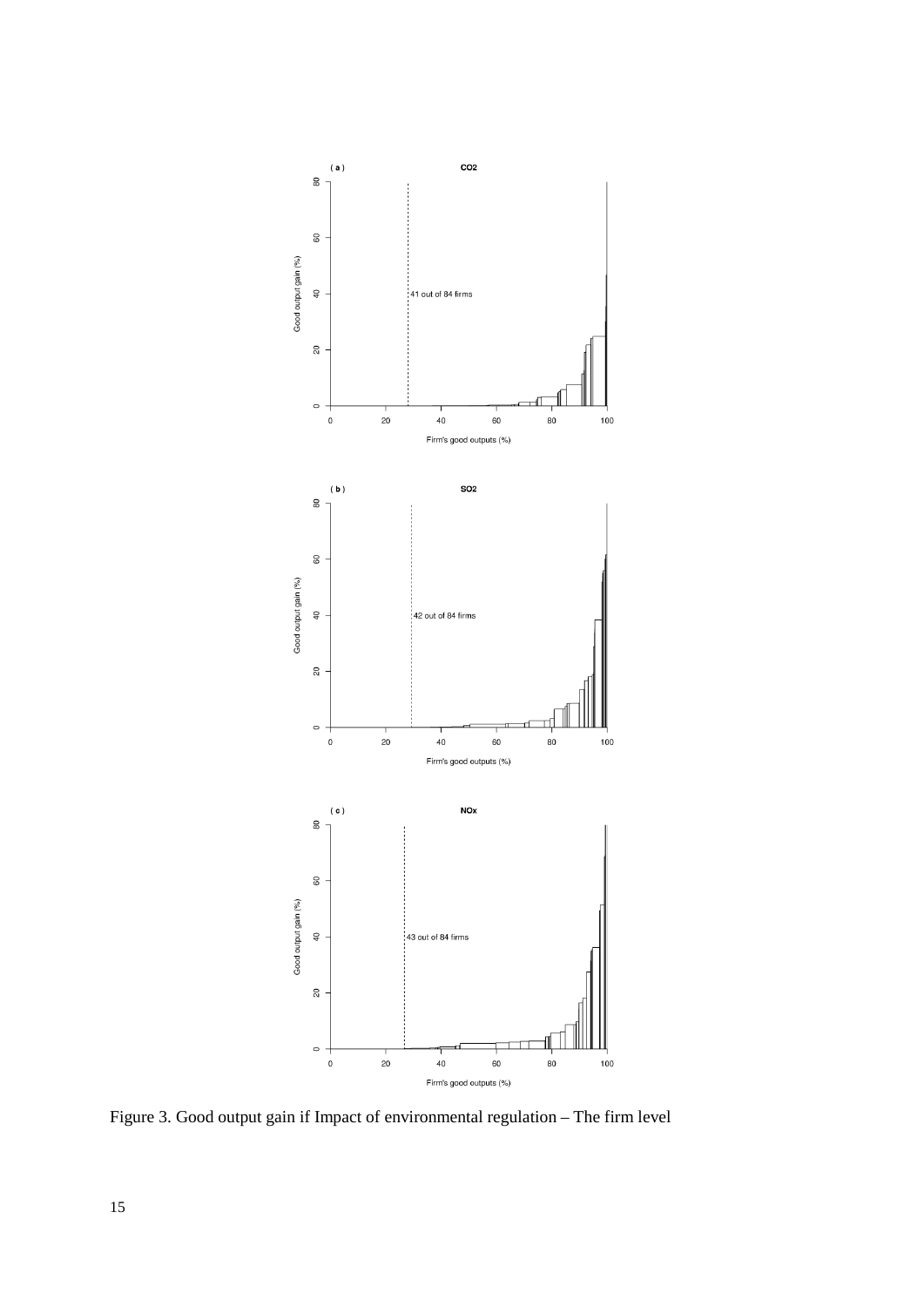Figure 3. Good output gain if Impact of environmental regulation – The firm level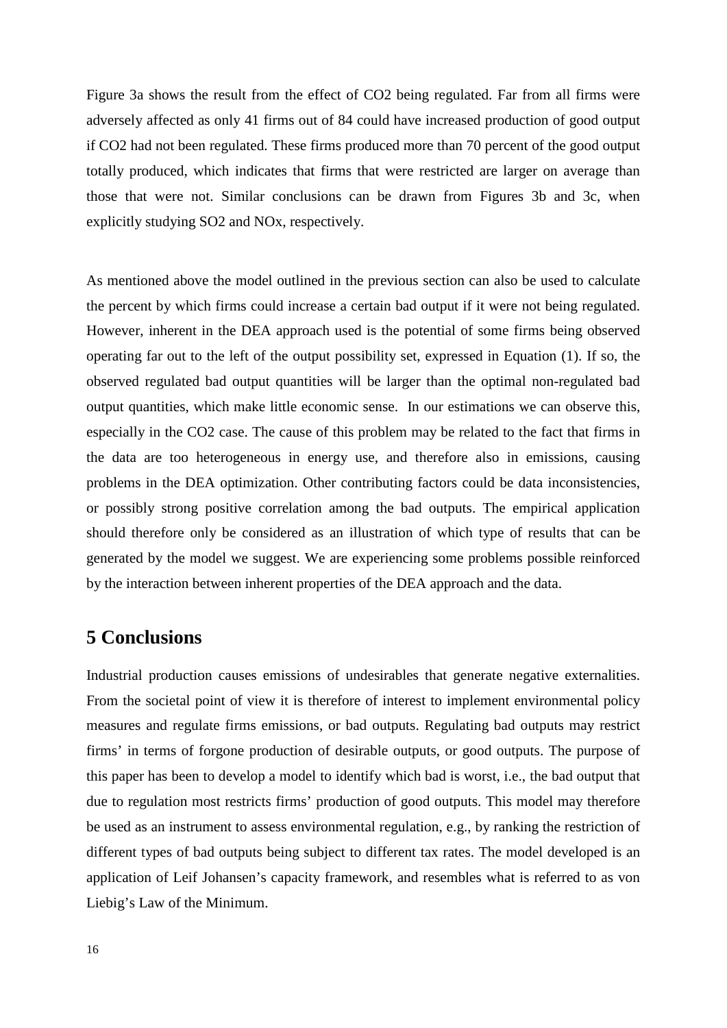Figure 3a shows the result from the effect of $CO_2$ being regulated. Far from all firms were adversely affected as only 41 firms out of 84 could have increased production of good output if $CO_2$ had not been regulated. These firms produced more than 70 percent of the good output totally produced, which indicates that firms that were restricted are larger on average than those that were not. Similar conclusions can be drawn from Figures 3b and 3c, when explicitly studying $SO_2$ and $NO_x$, respectively.

As mentioned above the model outlined in the previous section can also be used to calculate the percent by which firms could increase a certain bad output if it were not being regulated. However, inherent in the DEA approach used is the potential of some firms being observed operating far out to the left of the output possibility set, expressed in Equation (1). If so, the observed regulated bad output quantities will be larger than the optimal non-regulated bad output quantities, which make little economic sense. In our estimations we can observe this, especially in the $CO_2$ case. The cause of this problem may be related to the fact that firms in the data are too heterogeneous in energy use, and therefore also in emissions, causing problems in the DEA optimization. Other contributing factors could be data inconsistencies, or possibly strong positive correlation among the bad outputs. The empirical application should therefore only be considered as an illustration of which type of results that can be generated by the model we suggest. We are experiencing some problems possible reinforced by the interaction between inherent properties of the DEA approach and the data.

## 5 Conclusions

Industrial production causes emissions of undesirables that generate negative externalities. From the societal point of view it is therefore of interest to implement environmental policy measures and regulate firms emissions, or bad outputs. Regulating bad outputs may restrict firms' in terms of forgone production of desirable outputs, or good outputs. The purpose of this paper has been to develop a model to identify which bad is worst, i.e., the bad output that due to regulation most restricts firms' production of good outputs. This model may therefore be used as an instrument to assess environmental regulation, e.g., by ranking the restriction of different types of bad outputs being subject to different tax rates. The model developed is an application of Leif Johansen's capacity framework, and resembles what is referred to as von Liebig's Law of the Minimum.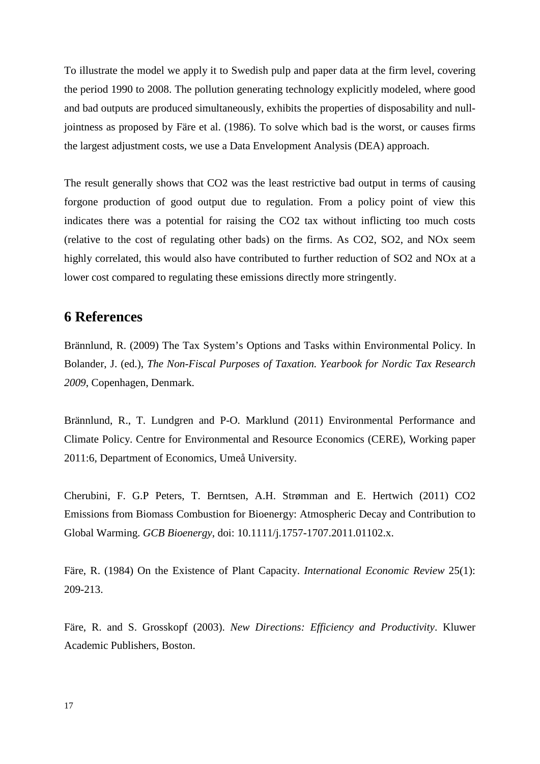To illustrate the model we apply it to Swedish pulp and paper data at the firm level, covering the period 1990 to 2008. The pollution generating technology explicitly modeled, where good and bad outputs are produced simultaneously, exhibits the properties of disposability and null-jointness as proposed by Färe et al. (1986). To solve which bad is the worst, or causes firms the largest adjustment costs, we use a Data Envelopment Analysis (DEA) approach.

The result generally shows that $CO_2$ was the least restrictive bad output in terms of causing forgone production of good output due to regulation. From a policy point of view this indicates there was a potential for raising the $CO_2$ tax without inflicting too much costs (relative to the cost of regulating other bads) on the firms. As $CO_2$, $SO_2$, and $NO_x$ seem highly correlated, this would also have contributed to further reduction of $SO_2$ and $NO_x$ at a lower cost compared to regulating these emissions directly more stringently.

# 6 References

Brännlund, R. (2009) The Tax System's Options and Tasks within Environmental Policy. In Bolander, J. (ed.), *The Non-Fiscal Purposes of Taxation. Yearbook for Nordic Tax Research 2009*, Copenhagen, Denmark.

Brännlund, R., T. Lundgren and P-O. Marklund (2011) Environmental Performance and Climate Policy. Centre for Environmental and Resource Economics (CERE), Working paper 2011:6, Department of Economics, Umeå University.

Cherubini, F. G.P Peters, T. Berntsen, A.H. Strømman and E. Hertwich (2011) CO2 Emissions from Biomass Combustion for Bioenergy: Atmospheric Decay and Contribution to Global Warming. *GCB Bioenergy*, doi: 10.1111/j.1757-1707.2011.01102.x.

Färe, R. (1984) On the Existence of Plant Capacity. *International Economic Review* 25(1): 209-213.

Färe, R. and S. Grosskopf (2003). *New Directions: Efficiency and Productivity*. Kluwer Academic Publishers, Boston.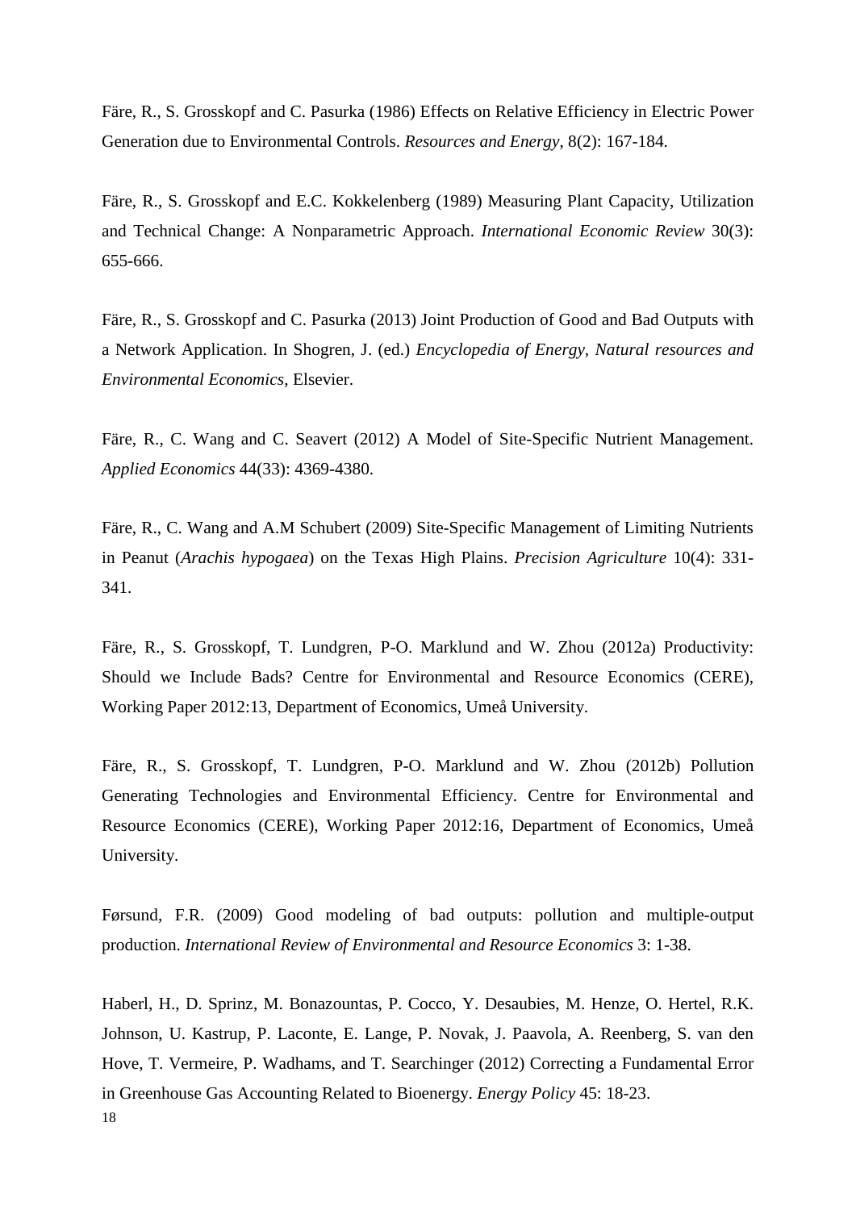Färe, R., S. Grosskopf and C. Pasurka (1986) Effects on Relative Efficiency in Electric Power Generation due to Environmental Controls. *Resources and Energy*, 8(2): 167-184.

Färe, R., S. Grosskopf and E.C. Kokkelenberg (1989) Measuring Plant Capacity, Utilization and Technical Change: A Nonparametric Approach. *International Economic Review* 30(3): 655-666.

Färe, R., S. Grosskopf and C. Pasurka (2013) Joint Production of Good and Bad Outputs with a Network Application. In Shogren, J. (ed.) *Encyclopedia of Energy, Natural resources and Environmental Economics*, Elsevier.

Färe, R., C. Wang and C. Seavert (2012) A Model of Site-Specific Nutrient Management. *Applied Economics* 44(33): 4369-4380.

Färe, R., C. Wang and A.M Schubert (2009) Site-Specific Management of Limiting Nutrients in Peanut (*Arachis hypogaea*) on the Texas High Plains. *Precision Agriculture* 10(4): 331-341.

Färe, R., S. Grosskopf, T. Lundgren, P-O. Marklund and W. Zhou (2012a) Productivity: Should we Include Bads? Centre for Environmental and Resource Economics (CERE), Working Paper 2012:13, Department of Economics, Umeå University.

Färe, R., S. Grosskopf, T. Lundgren, P-O. Marklund and W. Zhou (2012b) Pollution Generating Technologies and Environmental Efficiency. Centre for Environmental and Resource Economics (CERE), Working Paper 2012:16, Department of Economics, Umeå University.

Førsund, F.R. (2009) Good modeling of bad outputs: pollution and multiple-output production. *International Review of Environmental and Resource Economics* 3: 1-38.

Haberl, H., D. Sprinz, M. Bonazountas, P. Cocco, Y. Desaubies, M. Henze, O. Hertel, R.K. Johnson, U. Kastrup, P. Laconte, E. Lange, P. Novak, J. Paavola, A. Reenberg, S. van den Hove, T. Vermeire, P. Wadhams, and T. Searchinger (2012) Correcting a Fundamental Error in Greenhouse Gas Accounting Related to Bioenergy. *Energy Policy* 45: 18-23.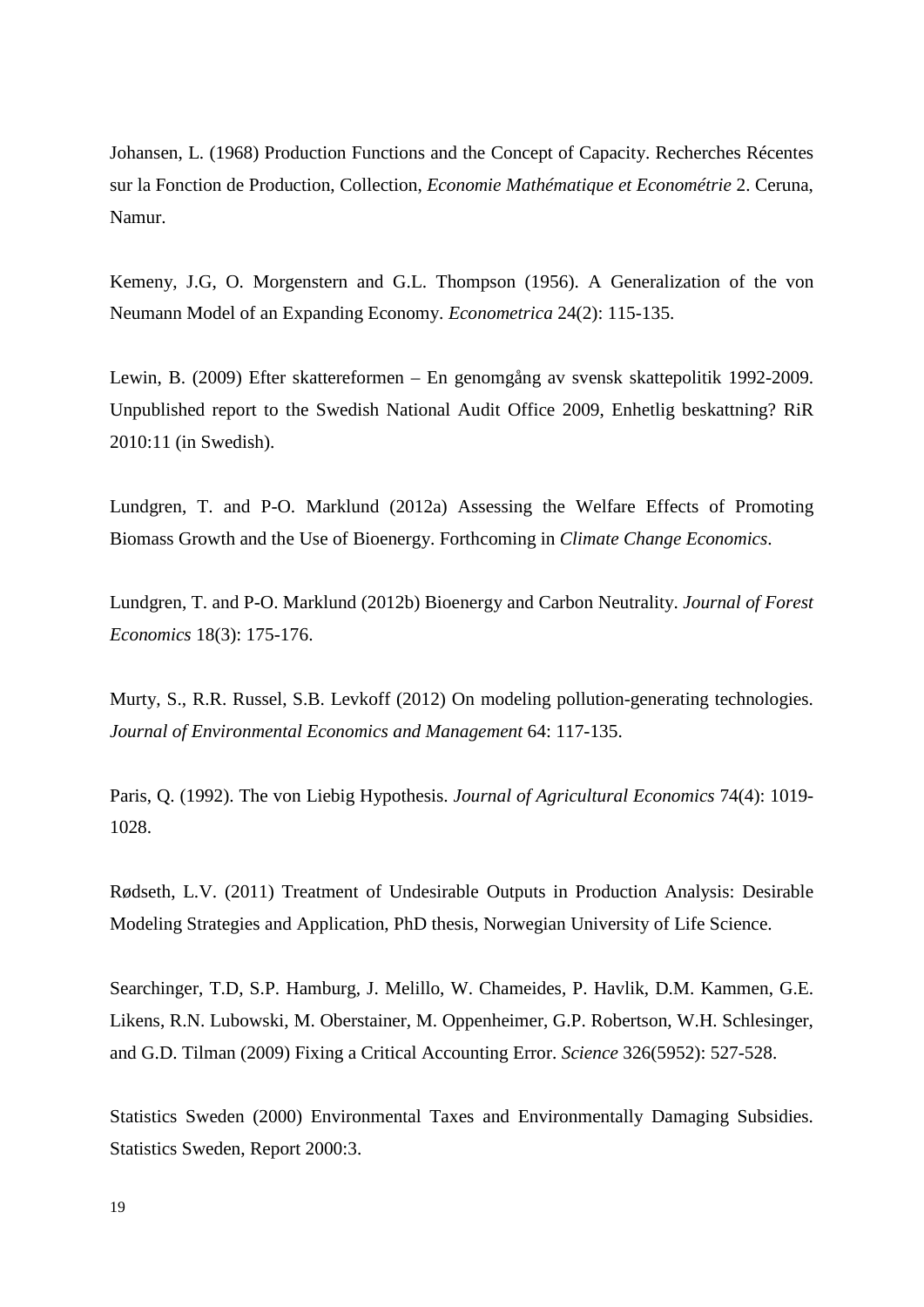Johansen, L. (1968) Production Functions and the Concept of Capacity. Recherches Récentes sur la Fonction de Production, Collection, *Economie Mathématique et Econométrie* 2. Ceruna, Namur.

Kemeny, J.G, O. Morgenstern and G.L. Thompson (1956). A Generalization of the von Neumann Model of an Expanding Economy. *Econometrica* 24(2): 115-135.

Lewin, B. (2009) Efter skattereformen – En genomgång av svensk skattepolitik 1992-2009. Unpublished report to the Swedish National Audit Office 2009, Enhetlig beskattning? RiR 2010:11 (in Swedish).

Lundgren, T. and P-O. Marklund (2012a) Assessing the Welfare Effects of Promoting Biomass Growth and the Use of Bioenergy. Forthcoming in *Climate Change Economics*.

Lundgren, T. and P-O. Marklund (2012b) Bioenergy and Carbon Neutrality. *Journal of Forest Economics* 18(3): 175-176.

Murty, S., R.R. Russel, S.B. Levkoff (2012) On modeling pollution-generating technologies. *Journal of Environmental Economics and Management* 64: 117-135.

Paris, Q. (1992). The von Liebig Hypothesis. *Journal of Agricultural Economics* 74(4): 1019-1028.

Rødseth, L.V. (2011) Treatment of Undesirable Outputs in Production Analysis: Desirable Modeling Strategies and Application, PhD thesis, Norwegian University of Life Science.

Searchinger, T.D, S.P. Hamburg, J. Melillo, W. Chameides, P. Havlik, D.M. Kammen, G.E. Likens, R.N. Lubowski, M. Oberstainer, M. Oppenheimer, G.P. Robertson, W.H. Schlesinger, and G.D. Tilman (2009) Fixing a Critical Accounting Error. *Science* 326(5952): 527-528.

Statistics Sweden (2000) Environmental Taxes and Environmentally Damaging Subsidies. Statistics Sweden, Report 2000:3.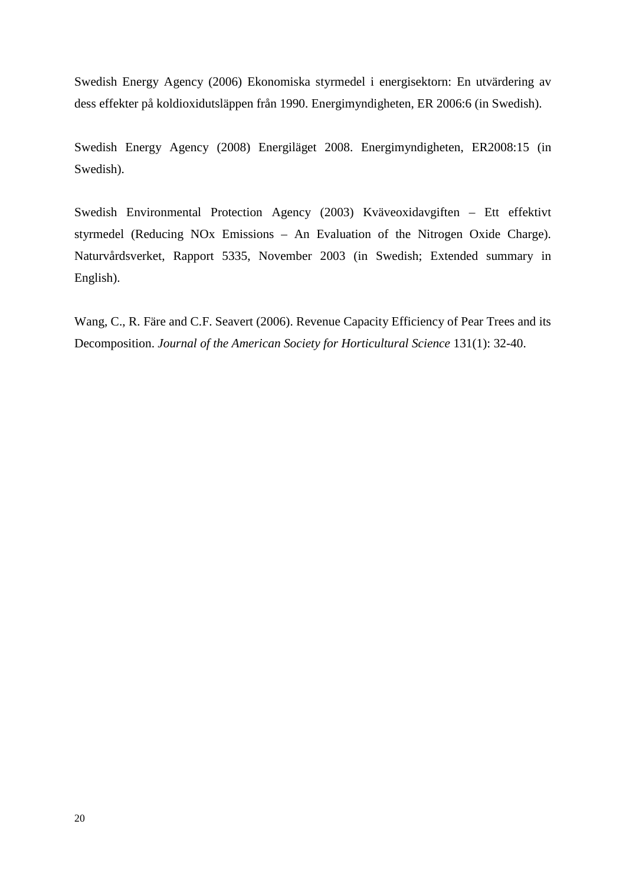Swedish Energy Agency (2006) Ekonomiska styrmedel i energisektorn: En utvärdering av dess effekter på koldioxidutsläppen från 1990. Energimyndigheten, ER 2006:6 (in Swedish).

Swedish Energy Agency (2008) Energiläget 2008. Energimyndigheten, ER2008:15 (in Swedish).

Swedish Environmental Protection Agency (2003) Kväveoxidavgiften – Ett effektivt styrmedel (Reducing NOx Emissions – An Evaluation of the Nitrogen Oxide Charge). Naturvårdsverket, Rapport 5335, November 2003 (in Swedish; Extended summary in English).

Wang, C., R. Färe and C.F. Seavert (2006). Revenue Capacity Efficiency of Pear Trees and its Decomposition. *Journal of the American Society for Horticultural Science* 131(1): 32-40.